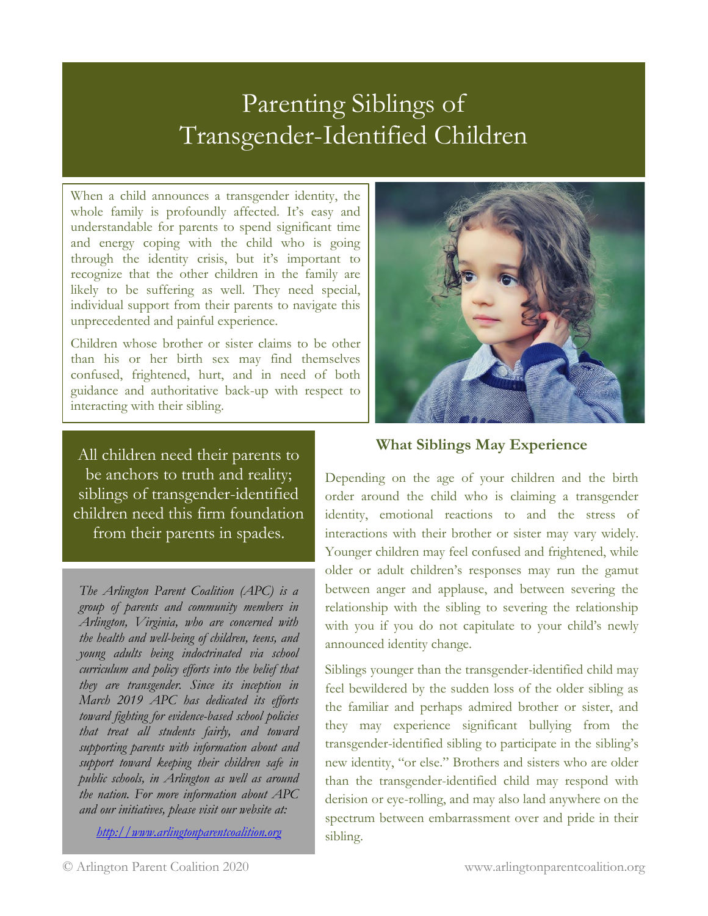# Parenting Siblings of Transgender-Identified Children

When a child announces a transgender identity, the whole family is profoundly affected. It's easy and understandable for parents to spend significant time and energy coping with the child who is going through the identity crisis, but it's important to recognize that the other children in the family are likely to be suffering as well. They need special, individual support from their parents to navigate this unprecedented and painful experience.

Children whose brother or sister claims to be other than his or her birth sex may find themselves confused, frightened, hurt, and in need of both guidance and authoritative back-up with respect to interacting with their sibling.

> All children need their parents to be anchors to truth and reality; siblings of transgender-identified children need this firm foundation from their parents in spades.

*The Arlington Parent Coalition (APC) is a group of parents and community members in Arlington, Virginia, who are concerned with the health and well-being of children, teens, and young adults being indoctrinated via school curriculum and policy efforts into the belief that they are transgender. Since its inception in March 2019 APC has dedicated its efforts toward fighting for evidence-based school policies that treat all students fairly, and toward supporting parents with information about and support toward keeping their children safe in public schools, in Arlington as well as around the nation. For more information about APC and our initiatives, please visit our website at:*

[http://www.arlingtonparentcoalition.org](http://www.arlingtonparentcoalition.org)

## What Siblings May Experience

Depending on the age of your children and the birth order around the child who is claiming a transgender identity, emotional reactions to and the stress of interactions with their brother or sister may vary widely. Younger children may feel confused and frightened, while older or adult children's responses may run the gamut between anger and applause, and between severing the relationship with the sibling to severing the relationship with you if you do not capitulate to your child's newly announced identity change.

Siblings younger than the transgender-identified child may feel bewildered by the sudden loss of the older sibling as the familiar and perhaps admired brother or sister, and they may experience significant bullying from the transgender-identified sibling to participate in the sibling's new identity, "or else." Brothers and sisters who are older than the transgender-identified child may respond with derision or eye-rolling, and may also land anywhere on the spectrum between embarrassment over and pride in their sibling.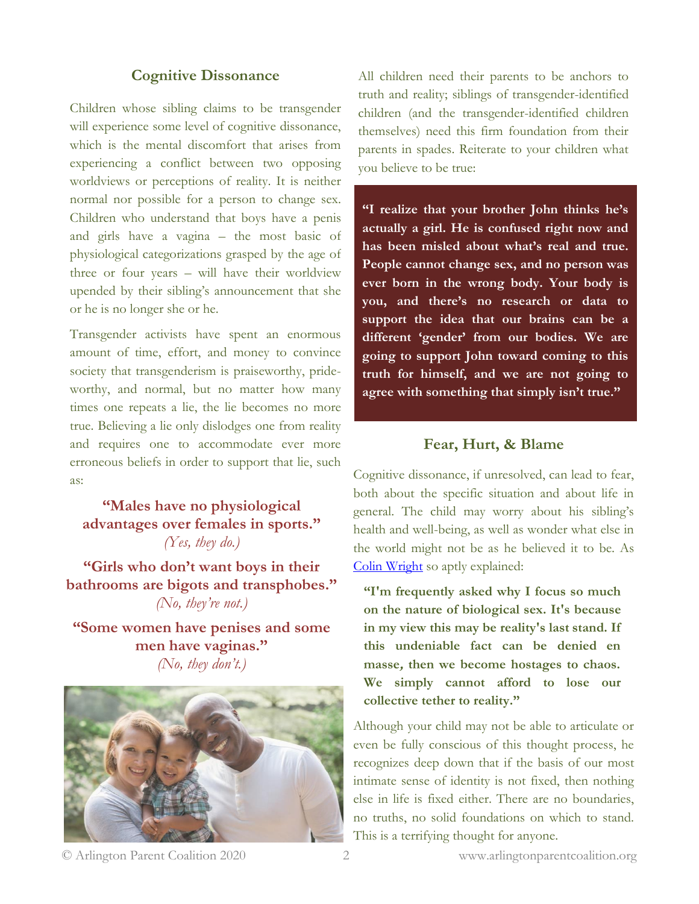## Cognitive Dissonance

Children whose sibling claims to be transgender will experience some level of cognitive dissonance, which is the mental discomfort that arises from experiencing a conflict between two opposing worldviews or perceptions of reality. It is neither normal nor possible for a person to change sex. Children who understand that boys have a penis and girls have a vagina – the most basic of physiological categorizations grasped by the age of three or four years – will have their worldview upended by their sibling's announcement that she or he is no longer she or he.

Transgender activists have spent an enormous amount of time, effort, and money to convince society that transgenderism is praiseworthy, pride-worthy, and normal, but no matter how many times one repeats a lie, the lie becomes no more true. Believing a lie only dislodges one from reality and requires one to accommodate ever more erroneous beliefs in order to support that lie, such as:

**"Males have no physiological advantages over females in sports."**
*(Yes, they do.)*

**"Girls who don't want boys in their bathrooms are bigots and transphobes."**
*(No, they're not.)*

**"Some women have penises and some men have vaginas."**
*(No, they don't.)*

All children need their parents to be anchors to truth and reality; siblings of transgender-identified children (and the transgender-identified children themselves) need this firm foundation from their parents in spades. Reiterate to your children what you believe to be true:

> **"I realize that your brother John thinks he's actually a girl. He is confused right now and has been misled about what's real and true. People cannot change sex, and no person was ever born in the wrong body. Your body is you, and there's no research or data to support the idea that our brains can be a different 'gender' from our bodies. We are going to support John toward coming to this truth for himself, and we are not going to agree with something that simply isn't true."**

## Fear, Hurt, & Blame

Cognitive dissonance, if unresolved, can lead to fear, both about the specific situation and about life in general. The child may worry about his sibling's health and well-being, as well as wonder what else in the world might not be as he believed it to be. As Colin Wright so aptly explained:

> **"I'm frequently asked why I focus so much on the nature of biological sex. It's because in my view this may be reality's last stand. If this undeniable fact can be denied en masse, then we become hostages to chaos. We simply cannot afford to lose our collective tether to reality."**

Although your child may not be able to articulate or even be fully conscious of this thought process, he recognizes deep down that if the basis of our most intimate sense of identity is not fixed, then nothing else in life is fixed either. There are no boundaries, no truths, no solid foundations on which to stand. This is a terrifying thought for anyone.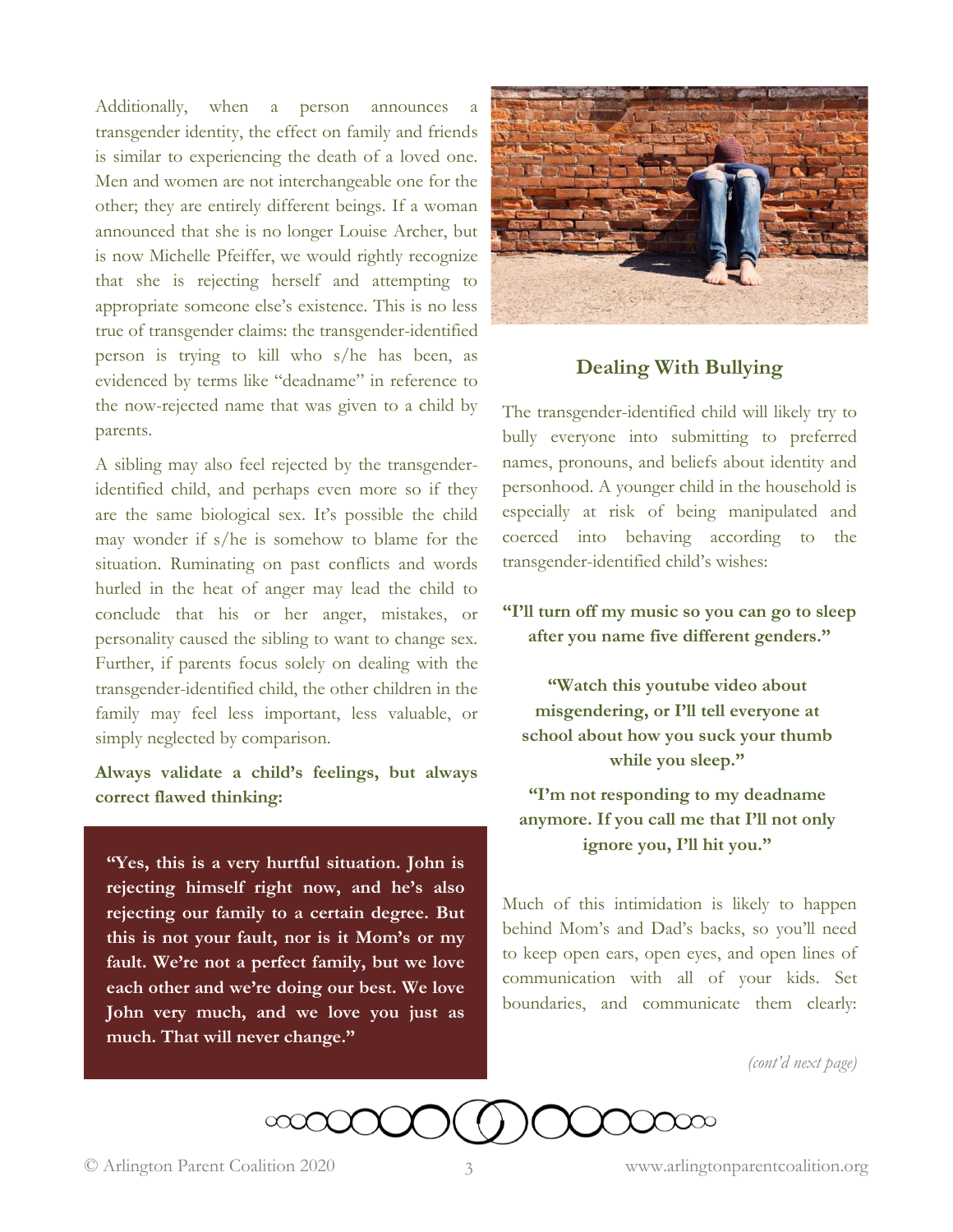Additionally, when a person announces a transgender identity, the effect on family and friends is similar to experiencing the death of a loved one. Men and women are not interchangeable one for the other; they are entirely different beings. If a woman announced that she is no longer Louise Archer, but is now Michelle Pfeiffer, we would rightly recognize that she is rejecting herself and attempting to appropriate someone else's existence. This is no less true of transgender claims: the transgender-identified person is trying to kill who s/he has been, as evidenced by terms like "deadname" in reference to the now-rejected name that was given to a child by parents.

A sibling may also feel rejected by the transgender-identified child, and perhaps even more so if they are the same biological sex. It's possible the child may wonder if s/he is somehow to blame for the situation. Ruminating on past conflicts and words hurled in the heat of anger may lead the child to conclude that his or her anger, mistakes, or personality caused the sibling to want to change sex. Further, if parents focus solely on dealing with the transgender-identified child, the other children in the family may feel less important, less valuable, or simply neglected by comparison.

**Always validate a child's feelings, but always correct flawed thinking:**

> **"Yes, this is a very hurtful situation. John is rejecting himself right now, and he's also rejecting our family to a certain degree. But this is not your fault, nor is it Mom's or my fault. We're not a perfect family, but we love each other and we're doing our best. We love John very much, and we love you just as much. That will never change."**

## Dealing With Bullying

The transgender-identified child will likely try to bully everyone into submitting to preferred names, pronouns, and beliefs about identity and personhood. A younger child in the household is especially at risk of being manipulated and coerced into behaving according to the transgender-identified child's wishes:

**"I'll turn off my music so you can go to sleep after you name five different genders."**

**"Watch this youtube video about misgendering, or I'll tell everyone at school about how you suck your thumb while you sleep."**

**"I'm not responding to my deadname anymore. If you call me that I'll not only ignore you, I'll hit you."**

Much of this intimidation is likely to happen behind Mom's and Dad's backs, so you'll need to keep open ears, open eyes, and open lines of communication with all of your kids. Set boundaries, and communicate them clearly:

*(cont'd next page)*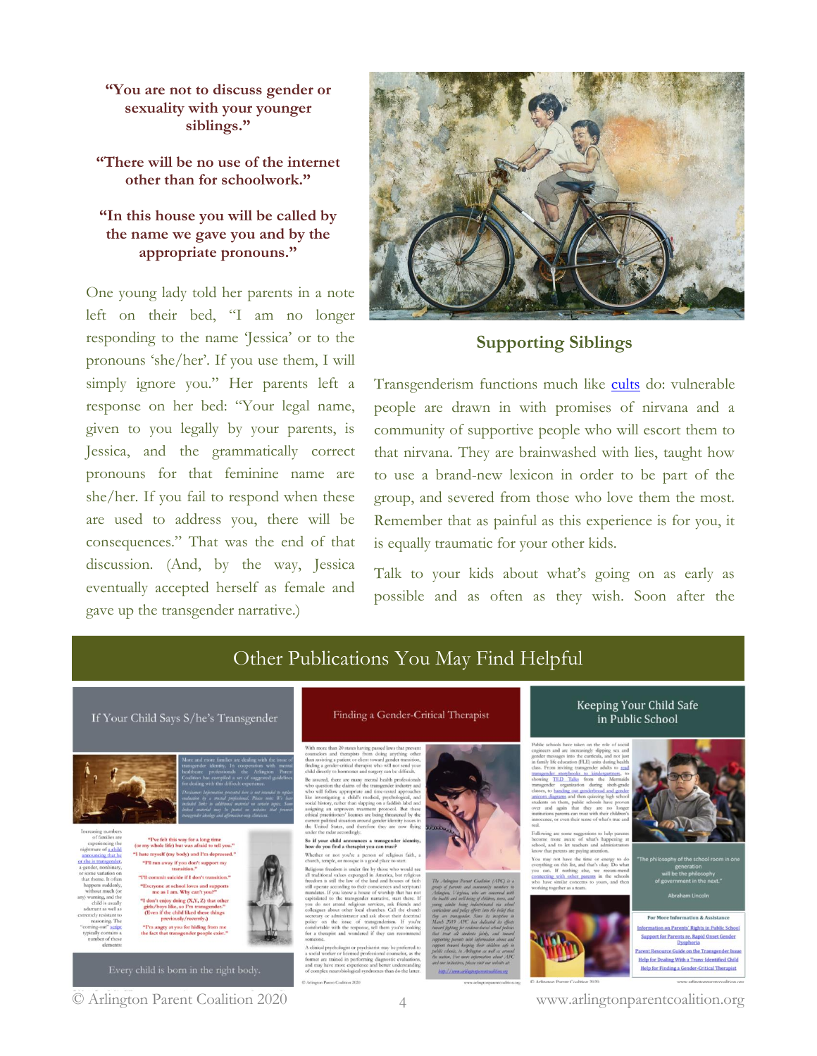**"You are not to discuss gender or sexuality with your younger siblings."**

**"There will be no use of the internet other than for schoolwork."**

**"In this house you will be called by the name we gave you and by the appropriate pronouns."**

One young lady told her parents in a note left on their bed, "I am no longer responding to the name 'Jessica' or to the pronouns 'she/her'. If you use them, I will simply ignore you." Her parents left a response on her bed: "Your legal name, given to you legally by your parents, is Jessica, and the grammatically correct pronouns for that feminine name are she/her. If you fail to respond when these are used to address you, there will be consequences." That was the end of that discussion. (And, by the way, Jessica eventually accepted herself as female and gave up the transgender narrative.)

## Supporting Siblings

Transgenderism functions much like cults do: vulnerable people are drawn in with promises of nirvana and a community of supportive people who will escort them to that nirvana. They are brainwashed with lies, taught how to use a brand-new lexicon in order to be part of the group, and severed from those who love them the most. Remember that as painful as this experience is for you, it is equally traumatic for your other kids.

Talk to your kids about what's going on as early as possible and as often as they wish. Soon after the

## Other Publications You May Find Helpful

If Your Child Says S/he's Transgender

Finding a Gender-Critical Therapist

Keeping Your Child Safe in Public School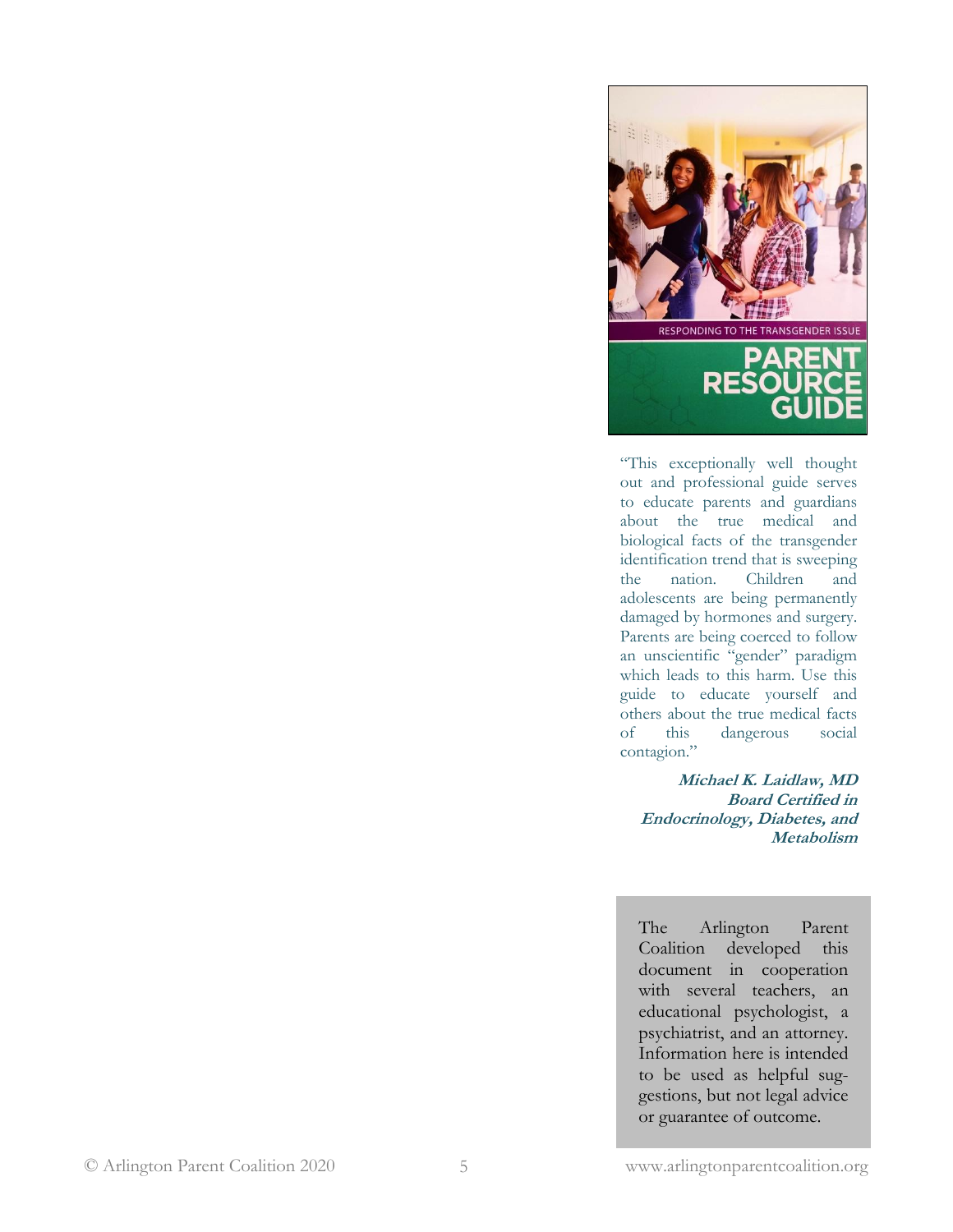RESPONDING TO THE TRANSGENDER ISSUE

PARENT RESOURCE GUIDE

"This exceptionally well thought out and professional guide serves to educate parents and guardians about the true medical and biological facts of the transgender identification trend that is sweeping the nation. Children and adolescents are being permanently damaged by hormones and surgery. Parents are being coerced to follow an unscientific "gender" paradigm which leads to this harm. Use this guide to educate yourself and others about the true medical facts of this dangerous social contagion."

***Michael K. Laidlaw, MD***
***Board Certified in Endocrinology, Diabetes, and Metabolism***

The Arlington Parent Coalition developed this document in cooperation with several teachers, an educational psychologist, a psychiatrist, and an attorney. Information here is intended to be used as helpful suggestions, but not legal advice or guarantee of outcome.